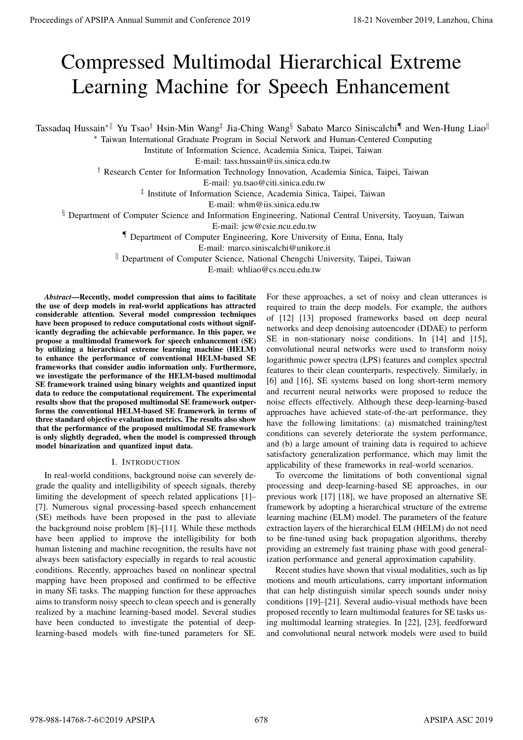# Compressed Multimodal Hierarchical Extreme Learning Machine for Speech Enhancement

Tassadaq Hussain[*‖] Yu Tsao[†] Hsin-Min Wang[‡] Jia-Ching Wang[§] Sabato Marco Siniscalchi[¶] and Wen-Hung Liao[‖]

[*] Taiwan International Graduate Program in Social Network and Human-Centered Computing
Institute of Information Science, Academia Sinica, Taipei, Taiwan
E-mail: tass.hussain@iis.sinica.edu.tw

[†] Research Center for Information Technology Innovation, Academia Sinica, Taipei, Taiwan
E-mail: yu.tsao@citi.sinica.edu.tw

[‡] Institute of Information Science, Academia Sinica, Taipei, Taiwan
E-mail: whm@iis.sinica.edu.tw

[§] Department of Computer Science and Information Engineering, National Central University, Taoyuan, Taiwan
E-mail: jcw@csie.ncu.edu.tw

[¶] Department of Computer Engineering, Kore University of Enna, Enna, Italy
E-mail: marco.siniscalchi@unikore.it

[‖] Department of Computer Science, National Chengchi University, Taipei, Taiwan
E-mail: whliao@cs.nccu.edu.tw

***Abstract*—Recently, model compression that aims to facilitate the use of deep models in real-world applications has attracted considerable attention. Several model compression techniques have been proposed to reduce computational costs without significantly degrading the achievable performance. In this paper, we propose a multimodal framework for speech enhancement (SE) by utilizing a hierarchical extreme learning machine (HELM) to enhance the performance of conventional HELM-based SE frameworks that consider audio information only. Furthermore, we investigate the performance of the HELM-based multimodal SE framework trained using binary weights and quantized input data to reduce the computational requirement. The experimental results show that the proposed multimodal SE framework outperforms the conventional HELM-based SE framework in terms of three standard objective evaluation metrics. The results also show that the performance of the proposed multimodal SE framework is only slightly degraded, when the model is compressed through model binarization and quantized input data.**

## I. Introduction

In real-world conditions, background noise can severely degrade the quality and intelligibility of speech signals, thereby limiting the development of speech related applications [1]–[7]. Numerous signal processing-based speech enhancement (SE) methods have been proposed in the past to alleviate the background noise problem [8]–[11]. While these methods have been applied to improve the intelligibility for both human listening and machine recognition, the results have not always been satisfactory especially in regards to real acoustic conditions. Recently, approaches based on nonlinear spectral mapping have been proposed and confirmed to be effective in many SE tasks. The mapping function for these approaches aims to transform noisy speech to clean speech and is generally realized by a machine learning-based model. Several studies have been conducted to investigate the potential of deep-learning-based models with fine-tuned parameters for SE. For these approaches, a set of noisy and clean utterances is required to train the deep models. For example, the authors of [12] [13] proposed frameworks based on deep neural networks and deep denoising autoencoder (DDAE) to perform SE in non-stationary noise conditions. In [14] and [15], convolutional neural networks were used to transform noisy logarithmic power spectra (LPS) features and complex spectral features to their clean counterparts, respectively. Similarly, in [6] and [16], SE systems based on long short-term memory and recurrent neural networks were proposed to reduce the noise effects effectively. Although these deep-learning-based approaches have achieved state-of-the-art performance, they have the following limitations: (a) mismatched training/test conditions can severely deteriorate the system performance, and (b) a large amount of training data is required to achieve satisfactory generalization performance, which may limit the applicability of these frameworks in real-world scenarios.

To overcome the limitations of both conventional signal processing and deep-learning-based SE approaches, in our previous work [17] [18], we have proposed an alternative SE framework by adopting a hierarchical structure of the extreme learning machine (ELM) model. The parameters of the feature extraction layers of the hierarchical ELM (HELM) do not need to be fine-tuned using back propagation algorithms, thereby providing an extremely fast training phase with good generalization performance and general approximation capability.

Recent studies have shown that visual modalities, such as lip motions and mouth articulations, carry important information that can help distinguish similar speech sounds under noisy conditions [19]–[21]. Several audio-visual methods have been proposed recently to learn multimodal features for SE tasks using multimodal learning strategies. In [22], [23], feedforward and convolutional neural network models were used to build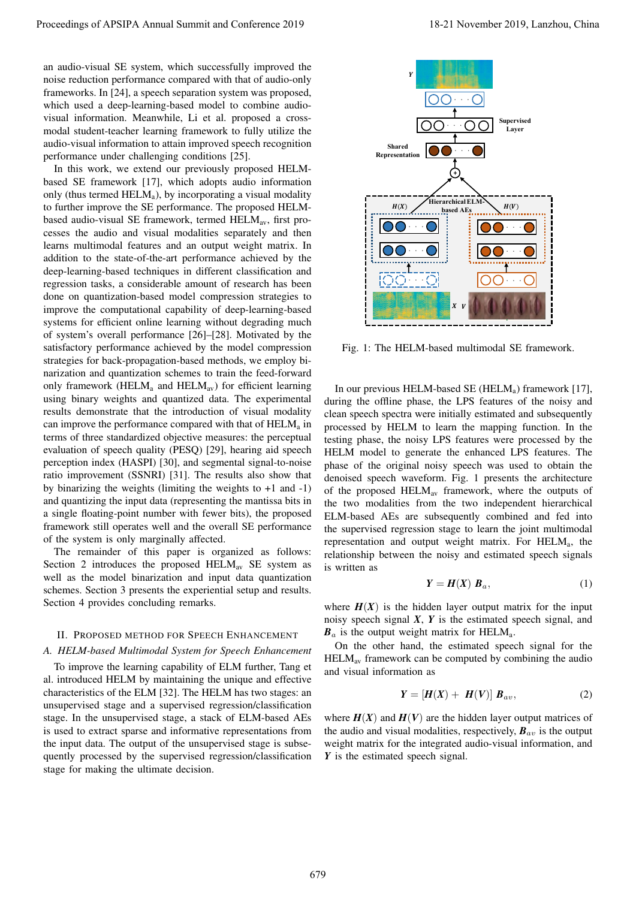an audio-visual SE system, which successfully improved the noise reduction performance compared with that of audio-only frameworks. In [24], a speech separation system was proposed, which used a deep-learning-based model to combine audio-visual information. Meanwhile, Li et al. proposed a cross-modal student-teacher learning framework to fully utilize the audio-visual information to attain improved speech recognition performance under challenging conditions [25].

In this work, we extend our previously proposed HELM-based SE framework [17], which adopts audio information only (thus termed $\text{HELM}_\text{a}$), by incorporating a visual modality to further improve the SE performance. The proposed HELM-based audio-visual SE framework, termed $\text{HELM}_\text{av}$, first processes the audio and visual modalities separately and then learns multimodal features and an output weight matrix. In addition to the state-of-the-art performance achieved by the deep-learning-based techniques in different classification and regression tasks, a considerable amount of research has been done on quantization-based model compression strategies to improve the computational capability of deep-learning-based systems for efficient online learning without degrading much of system's overall performance [26]–[28]. Motivated by the satisfactory performance achieved by the model compression strategies for back-propagation-based methods, we employ binarization and quantization schemes to train the feed-forward only framework ($\text{HELM}_\text{a}$ and $\text{HELM}_\text{av}$) for efficient learning using binary weights and quantized data. The experimental results demonstrate that the introduction of visual modality can improve the performance compared with that of $\text{HELM}_\text{a}$ in terms of three standardized objective measures: the perceptual evaluation of speech quality (PESQ) [29], hearing aid speech perception index (HASPI) [30], and segmental signal-to-noise ratio improvement (SSNRI) [31]. The results also show that by binarizing the weights (limiting the weights to +1 and -1) and quantizing the input data (representing the mantissa bits in a single floating-point number with fewer bits), the proposed framework still operates well and the overall SE performance of the system is only marginally affected.

The remainder of this paper is organized as follows: Section 2 introduces the proposed $\text{HELM}_\text{av}$ SE system as well as the model binarization and input data quantization schemes. Section 3 presents the experiential setup and results. Section 4 provides concluding remarks.

## II. Proposed Method for Speech Enhancement

### A. HELM-based Multimodal System for Speech Enhancement

To improve the learning capability of ELM further, Tang et al. introduced HELM by maintaining the unique and effective characteristics of the ELM [32]. The HELM has two stages: an unsupervised stage and a supervised regression/classification stage. In the unsupervised stage, a stack of ELM-based AEs is used to extract sparse and informative representations from the input data. The output of the unsupervised stage is subsequently processed by the supervised regression/classification stage for making the ultimate decision.

Fig. 1: The HELM-based multimodal SE framework.

In our previous HELM-based SE ($\text{HELM}_\text{a}$) framework [17], during the offline phase, the LPS features of the noisy and clean speech spectra were initially estimated and subsequently processed by HELM to learn the mapping function. In the testing phase, the noisy LPS features were processed by the HELM model to generate the enhanced LPS features. The phase of the original noisy speech was used to obtain the denoised speech waveform. Fig. 1 presents the architecture of the proposed $\text{HELM}_\text{av}$ framework, where the outputs of the two modalities from the two independent hierarchical ELM-based AEs are subsequently combined and fed into the supervised regression stage to learn the joint multimodal representation and output weight matrix. For $\text{HELM}_\text{a}$, the relationship between the noisy and estimated speech signals is written as

$$\boldsymbol{Y} = \boldsymbol{H}(\boldsymbol{X})\ \boldsymbol{B}_a, \tag{1}$$

where $\boldsymbol{H}(\boldsymbol{X})$ is the hidden layer output matrix for the input noisy speech signal $\boldsymbol{X}$, $\boldsymbol{Y}$ is the estimated speech signal, and $\boldsymbol{B}_a$ is the output weight matrix for $\text{HELM}_\text{a}$.

On the other hand, the estimated speech signal for the $\text{HELM}_\text{av}$ framework can be computed by combining the audio and visual information as

$$\boldsymbol{Y} = [\boldsymbol{H}(\boldsymbol{X}) +\ \boldsymbol{H}(\boldsymbol{V})]\ \boldsymbol{B}_{av}, \tag{2}$$

where $\boldsymbol{H}(\boldsymbol{X})$ and $\boldsymbol{H}(\boldsymbol{V})$ are the hidden layer output matrices of the audio and visual modalities, respectively, $\boldsymbol{B}_{av}$ is the output weight matrix for the integrated audio-visual information, and $\boldsymbol{Y}$ is the estimated speech signal.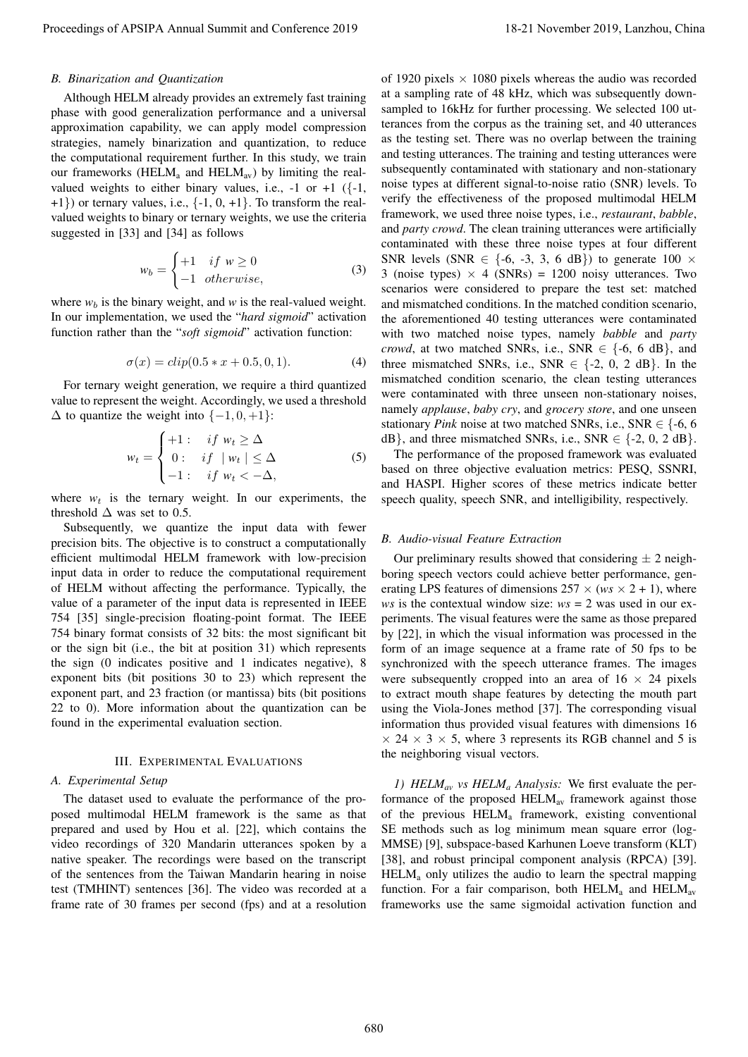### B. Binarization and Quantization

Although HELM already provides an extremely fast training phase with good generalization performance and a universal approximation capability, we can apply model compression strategies, namely binarization and quantization, to reduce the computational requirement further. In this study, we train our frameworks ($HELM_a$ and $HELM_{av}$) by limiting the real-valued weights to either binary values, i.e., -1 or +1 ({-1, +1}) or ternary values, i.e., {-1, 0, +1}. To transform the real-valued weights to binary or ternary weights, we use the criteria suggested in [33] and [34] as follows

$$w_b = \begin{cases} +1 & if\ w \geq 0 \\ -1 & otherwise, \end{cases} \tag{3}$$

where $w_b$ is the binary weight, and *w* is the real-valued weight. In our implementation, we used the "*hard sigmoid*" activation function rather than the "*soft sigmoid*" activation function:

$$\sigma(x) = clip(0.5 * x + 0.5, 0, 1). \tag{4}$$

For ternary weight generation, we require a third quantized value to represent the weight. Accordingly, we used a threshold $\Delta$ to quantize the weight into $\{-1, 0, +1\}$:

$$w_t = \begin{cases} +1 : & if\ w_t \geq \Delta \\ 0 : & if\ \mid w_t \mid \leq \Delta \\ -1 : & if\ w_t < -\Delta, \end{cases} \tag{5}$$

where $w_t$ is the ternary weight. In our experiments, the threshold $\Delta$ was set to 0.5.

Subsequently, we quantize the input data with fewer precision bits. The objective is to construct a computationally efficient multimodal HELM framework with low-precision input data in order to reduce the computational requirement of HELM without affecting the performance. Typically, the value of a parameter of the input data is represented in IEEE 754 [35] single-precision floating-point format. The IEEE 754 binary format consists of 32 bits: the most significant bit or the sign bit (i.e., the bit at position 31) which represents the sign (0 indicates positive and 1 indicates negative), 8 exponent bits (bit positions 30 to 23) which represent the exponent part, and 23 fraction (or mantissa) bits (bit positions 22 to 0). More information about the quantization can be found in the experimental evaluation section.

## III. Experimental Evaluations

### A. Experimental Setup

The dataset used to evaluate the performance of the proposed multimodal HELM framework is the same as that prepared and used by Hou et al. [22], which contains the video recordings of 320 Mandarin utterances spoken by a native speaker. The recordings were based on the transcript of the sentences from the Taiwan Mandarin hearing in noise test (TMHINT) sentences [36]. The video was recorded at a frame rate of 30 frames per second (fps) and at a resolution of 1920 pixels × 1080 pixels whereas the audio was recorded at a sampling rate of 48 kHz, which was subsequently downsampled to 16kHz for further processing. We selected 100 utterances from the corpus as the training set, and 40 utterances as the testing set. There was no overlap between the training and testing utterances. The training and testing utterances were subsequently contaminated with stationary and non-stationary noise types at different signal-to-noise ratio (SNR) levels. To verify the effectiveness of the proposed multimodal HELM framework, we used three noise types, i.e., *restaurant*, *babble*, and *party crowd*. The clean training utterances were artificially contaminated with these three noise types at four different SNR levels (SNR ∈ {-6, -3, 3, 6 dB}) to generate 100 × 3 (noise types) × 4 (SNRs) = 1200 noisy utterances. Two scenarios were considered to prepare the test set: matched and mismatched conditions. In the matched condition scenario, the aforementioned 40 testing utterances were contaminated with two matched noise types, namely *babble* and *party crowd*, at two matched SNRs, i.e., SNR ∈ {-6, 6 dB}, and three mismatched SNRs, i.e., SNR ∈ {-2, 0, 2 dB}. In the mismatched condition scenario, the clean testing utterances were contaminated with three unseen non-stationary noises, namely *applause*, *baby cry*, and *grocery store*, and one unseen stationary *Pink* noise at two matched SNRs, i.e., SNR ∈ {-6, 6 dB}, and three mismatched SNRs, i.e., SNR ∈ {-2, 0, 2 dB}.

The performance of the proposed framework was evaluated based on three objective evaluation metrics: PESQ, SSNRI, and HASPI. Higher scores of these metrics indicate better speech quality, speech SNR, and intelligibility, respectively.

### B. Audio-visual Feature Extraction

Our preliminary results showed that considering ± 2 neighboring speech vectors could achieve better performance, generating LPS features of dimensions 257 × (*ws* × 2 + 1), where *ws* is the contextual window size: *ws* = 2 was used in our experiments. The visual features were the same as those prepared by [22], in which the visual information was processed in the form of an image sequence at a frame rate of 50 fps to be synchronized with the speech utterance frames. The images were subsequently cropped into an area of 16 × 24 pixels to extract mouth shape features by detecting the mouth part using the Viola-Jones method [37]. The corresponding visual information thus provided visual features with dimensions 16 × 24 × 3 × 5, where 3 represents its RGB channel and 5 is the neighboring visual vectors.

*1) $HELM_{av}$ vs $HELM_a$ Analysis:* We first evaluate the performance of the proposed $HELM_{av}$ framework against those of the previous $HELM_a$ framework, existing conventional SE methods such as log minimum mean square error (log-MMSE) [9], subspace-based Karhunen Loeve transform (KLT) [38], and robust principal component analysis (RPCA) [39]. $HELM_a$ only utilizes the audio to learn the spectral mapping function. For a fair comparison, both $HELM_a$ and $HELM_{av}$ frameworks use the same sigmoidal activation function and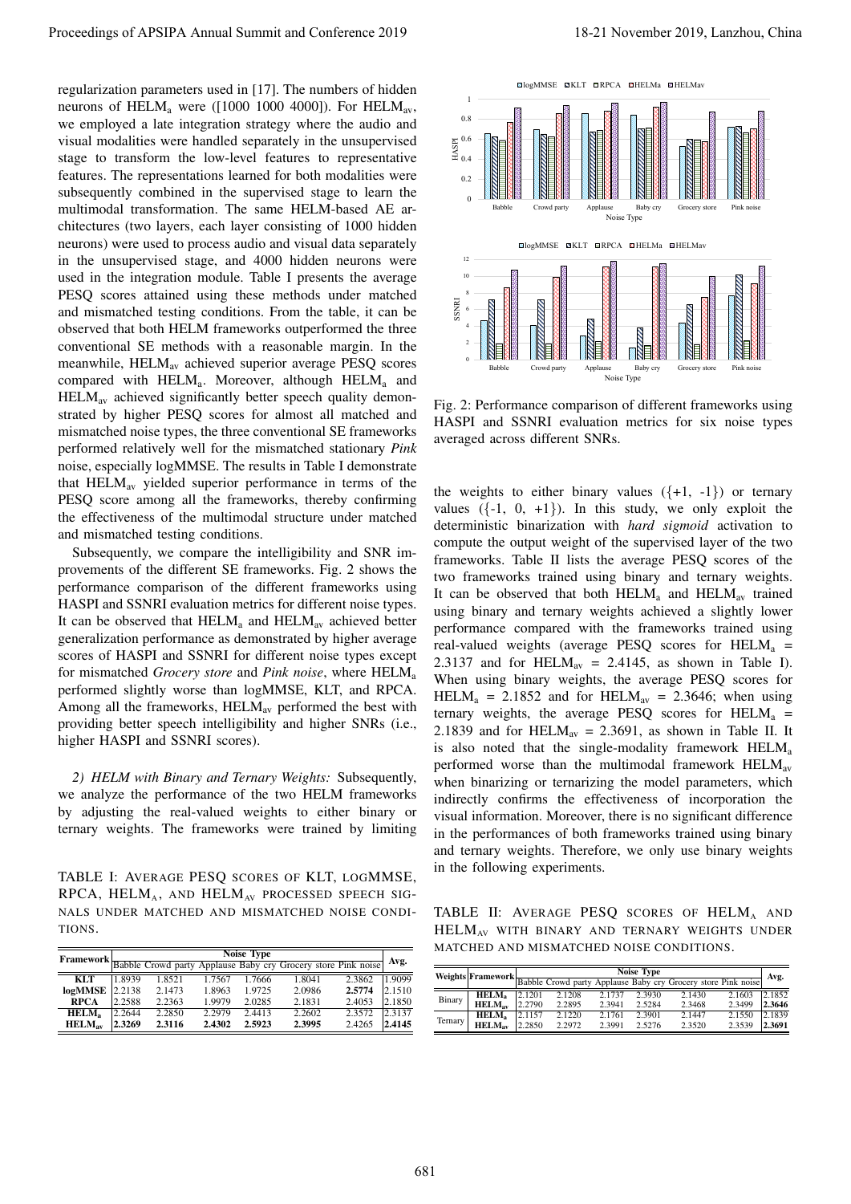regularization parameters used in [17]. The numbers of hidden neurons of $HELM_a$ were ([1000 1000 4000]). For $HELM_{av}$, we employed a late integration strategy where the audio and visual modalities were handled separately in the unsupervised stage to transform the low-level features to representative features. The representations learned for both modalities were subsequently combined in the supervised stage to learn the multimodal transformation. The same HELM-based AE architectures (two layers, each layer consisting of 1000 hidden neurons) were used to process audio and visual data separately in the unsupervised stage, and 4000 hidden neurons were used in the integration module. Table I presents the average PESQ scores attained using these methods under matched and mismatched testing conditions. From the table, it can be observed that both HELM frameworks outperformed the three conventional SE methods with a reasonable margin. In the meanwhile, $HELM_{av}$ achieved superior average PESQ scores compared with $HELM_a$. Moreover, although $HELM_a$ and $HELM_{av}$ achieved significantly better speech quality demonstrated by higher PESQ scores for almost all matched and mismatched noise types, the three conventional SE frameworks performed relatively well for the mismatched stationary *Pink* noise, especially logMMSE. The results in Table I demonstrate that $HELM_{av}$ yielded superior performance in terms of the PESQ score among all the frameworks, thereby confirming the effectiveness of the multimodal structure under matched and mismatched testing conditions.

Subsequently, we compare the intelligibility and SNR improvements of the different SE frameworks. Fig. 2 shows the performance comparison of the different frameworks using HASPI and SSNRI evaluation metrics for different noise types. It can be observed that $HELM_a$ and $HELM_{av}$ achieved better generalization performance as demonstrated by higher average scores of HASPI and SSNRI for different noise types except for mismatched *Grocery store* and *Pink noise*, where $HELM_a$ performed slightly worse than logMMSE, KLT, and RPCA. Among all the frameworks, $HELM_{av}$ performed the best with providing better speech intelligibility and higher SNRs (i.e., higher HASPI and SSNRI scores).

*2) HELM with Binary and Ternary Weights:* Subsequently, we analyze the performance of the two HELM frameworks by adjusting the real-valued weights to either binary or ternary weights. The frameworks were trained by limiting the weights to either binary values ({+1, -1}) or ternary values ({-1, 0, +1}). In this study, we only exploit the deterministic binarization with *hard sigmoid* activation to compute the output weight of the supervised layer of the two frameworks. Table II lists the average PESQ scores of the two frameworks trained using binary and ternary weights. It can be observed that both $HELM_a$ and $HELM_{av}$ trained using binary and ternary weights achieved a slightly lower performance compared with the frameworks trained using real-valued weights (average PESQ scores for $HELM_a$ = 2.3137 and for $HELM_{av}$ = 2.4145, as shown in Table I). When using binary weights, the average PESQ scores for $HELM_a$ = 2.1852 and for $HELM_{av}$ = 2.3646; when using ternary weights, the average PESQ scores for $HELM_a$ = 2.1839 and for $HELM_{av}$ = 2.3691, as shown in Table II. It is also noted that the single-modality framework $HELM_a$ performed worse than the multimodal framework $HELM_{av}$ when binarizing or ternarizing the model parameters, which indirectly confirms the effectiveness of incorporation the visual information. Moreover, there is no significant difference in the performances of both frameworks trained using binary and ternary weights. Therefore, we only use binary weights in the following experiments.

TABLE I: AVERAGE PESQ SCORES OF KLT, LOGMMSE, RPCA, $HELM_A$, AND $HELM_{AV}$ PROCESSED SPEECH SIGNALS UNDER MATCHED AND MISMATCHED NOISE CONDITIONS.

| Framework | Noise Type | | | | | | Avg. |
|---|---|---|---|---|---|---|---|
| | Babble | Crowd party | Applause | Baby cry | Grocery store | Pink noise | |
| **KLT** | 1.8939 | 1.8521 | 1.7567 | 1.7666 | 1.8041 | 2.3862 | 1.9099 |
| **logMMSE** | 2.2138 | 2.1473 | 1.8963 | 1.9725 | 2.0986 | **2.5774** | 2.1510 |
| **RPCA** | 2.2588 | 2.2363 | 1.9979 | 2.0285 | 2.1831 | 2.4053 | 2.1850 |
| **$HELM_a$** | 2.2644 | 2.2850 | 2.2979 | 2.4413 | 2.2602 | 2.3572 | 2.3137 |
| **$HELM_{av}$** | **2.3269** | **2.3116** | **2.4302** | **2.5923** | **2.3995** | 2.4265 | **2.4145** |

Fig. 2: Performance comparison of different frameworks using HASPI and SSNRI evaluation metrics for six noise types averaged across different SNRs.

TABLE II: AVERAGE PESQ SCORES OF $HELM_A$ AND $HELM_{AV}$ WITH BINARY AND TERNARY WEIGHTS UNDER MATCHED AND MISMATCHED NOISE CONDITIONS.

| Weights | Framework | Noise Type | | | | | | Avg. |
|---|---|---|---|---|---|---|---|---|
| | | Babble | Crowd party | Applause | Baby cry | Grocery store | Pink noise | |
| Binary | **$HELM_a$** | 2.1201 | 2.1208 | 2.1737 | 2.3930 | 2.1430 | 2.1603 | 2.1852 |
| | **$HELM_{av}$** | 2.2790 | 2.2895 | 2.3941 | 2.5284 | 2.3468 | 2.3499 | **2.3646** |
| Ternary | **$HELM_a$** | 2.1157 | 2.1220 | 2.1761 | 2.3901 | 2.1447 | 2.1550 | 2.1839 |
| | **$HELM_{av}$** | 2.2850 | 2.2972 | 2.3991 | 2.5276 | 2.3520 | 2.3539 | **2.3691** |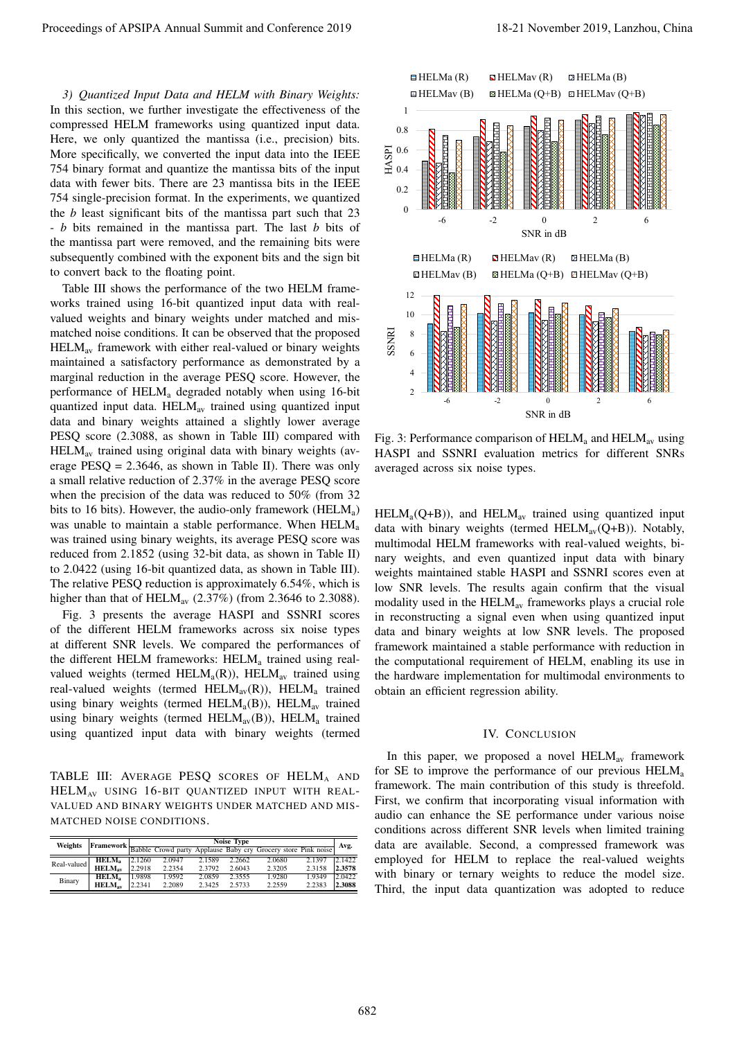*3) Quantized Input Data and HELM with Binary Weights:* In this section, we further investigate the effectiveness of the compressed HELM frameworks using quantized input data. Here, we only quantized the mantissa (i.e., precision) bits. More specifically, we converted the input data into the IEEE 754 binary format and quantize the mantissa bits of the input data with fewer bits. There are 23 mantissa bits in the IEEE 754 single-precision format. In the experiments, we quantized the $b$ least significant bits of the mantissa part such that 23 - $b$ bits remained in the mantissa part. The last $b$ bits of the mantissa part were removed, and the remaining bits were subsequently combined with the exponent bits and the sign bit to convert back to the floating point.

Table III shows the performance of the two HELM frameworks trained using 16-bit quantized input data with real-valued weights and binary weights under matched and mismatched noise conditions. It can be observed that the proposed $\text{HELM}_{\text{av}}$ framework with either real-valued or binary weights maintained a satisfactory performance as demonstrated by a marginal reduction in the average PESQ score. However, the performance of $\text{HELM}_{\text{a}}$ degraded notably when using 16-bit quantized input data. $\text{HELM}_{\text{av}}$ trained using quantized input data and binary weights attained a slightly lower average PESQ score (2.3088, as shown in Table III) compared with $\text{HELM}_{\text{av}}$ trained using original data with binary weights (average PESQ = 2.3646, as shown in Table II). There was only a small relative reduction of 2.37% in the average PESQ score when the precision of the data was reduced to 50% (from 32 bits to 16 bits). However, the audio-only framework ($\text{HELM}_{\text{a}}$) was unable to maintain a stable performance. When $\text{HELM}_{\text{a}}$ was trained using binary weights, its average PESQ score was reduced from 2.1852 (using 32-bit data, as shown in Table II) to 2.0422 (using 16-bit quantized data, as shown in Table III). The relative PESQ reduction is approximately 6.54%, which is higher than that of $\text{HELM}_{\text{av}}$ (2.37%) (from 2.3646 to 2.3088).

Fig. 3 presents the average HASPI and SSNRI scores of the different HELM frameworks across six noise types at different SNR levels. We compared the performances of the different HELM frameworks: $\text{HELM}_{\text{a}}$ trained using real-valued weights (termed $\text{HELM}_{\text{a}}$(R)), $\text{HELM}_{\text{av}}$ trained using real-valued weights (termed $\text{HELM}_{\text{av}}$(R)), $\text{HELM}_{\text{a}}$ trained using binary weights (termed $\text{HELM}_{\text{a}}$(B)), $\text{HELM}_{\text{av}}$ trained using binary weights (termed $\text{HELM}_{\text{av}}$(B)), $\text{HELM}_{\text{a}}$ trained using quantized input data with binary weights (termed $\text{HELM}_{\text{a}}$(Q+B)), and $\text{HELM}_{\text{av}}$ trained using quantized input data with binary weights (termed $\text{HELM}_{\text{av}}$(Q+B)). Notably, multimodal HELM frameworks with real-valued weights, binary weights, and even quantized input data with binary weights maintained stable HASPI and SSNRI scores even at low SNR levels. The results again confirm that the visual modality used in the $\text{HELM}_{\text{av}}$ frameworks plays a crucial role in reconstructing a signal even when using quantized input data and binary weights at low SNR levels. The proposed framework maintained a stable performance with reduction in the computational requirement of HELM, enabling its use in the hardware implementation for multimodal environments to obtain an efficient regression ability.

TABLE III: Average PESQ scores of $\text{HELM}_{\text{A}}$ and $\text{HELM}_{\text{AV}}$ using 16-bit quantized input with real-valued and binary weights under matched and mismatched noise conditions.

| Weights | Framework | Noise Type | | | | | | Avg. |
|---|---|---|---|---|---|---|---|---|
| | | Babble | Crowd party | Applause | Baby cry | Grocery store | Pink noise | |
| Real-valued | $\text{HELM}_{\text{a}}$ | 2.1260 | 2.0947 | 2.1589 | 2.2662 | 2.0680 | 2.1397 | 2.1422 |
| | $\text{HELM}_{\text{av}}$ | 2.2918 | 2.2354 | 2.3792 | 2.6043 | 2.3205 | 2.3158 | **2.3578** |
| Binary | $\text{HELM}_{\text{a}}$ | 1.9898 | 1.9592 | 2.0859 | 2.3555 | 1.9280 | 1.9349 | 2.0422 |
| | $\text{HELM}_{\text{av}}$ | 2.2341 | 2.2089 | 2.3425 | 2.5733 | 2.2559 | 2.2383 | **2.3088** |

Fig. 3: Performance comparison of $\text{HELM}_{\text{a}}$ and $\text{HELM}_{\text{av}}$ using HASPI and SSNRI evaluation metrics for different SNRs averaged across six noise types.

## IV. Conclusion

In this paper, we proposed a novel $\text{HELM}_{\text{av}}$ framework for SE to improve the performance of our previous $\text{HELM}_{\text{a}}$ framework. The main contribution of this study is threefold. First, we confirm that incorporating visual information with audio can enhance the SE performance under various noise conditions across different SNR levels when limited training data are available. Second, a compressed framework was employed for HELM to replace the real-valued weights with binary or ternary weights to reduce the model size. Third, the input data quantization was adopted to reduce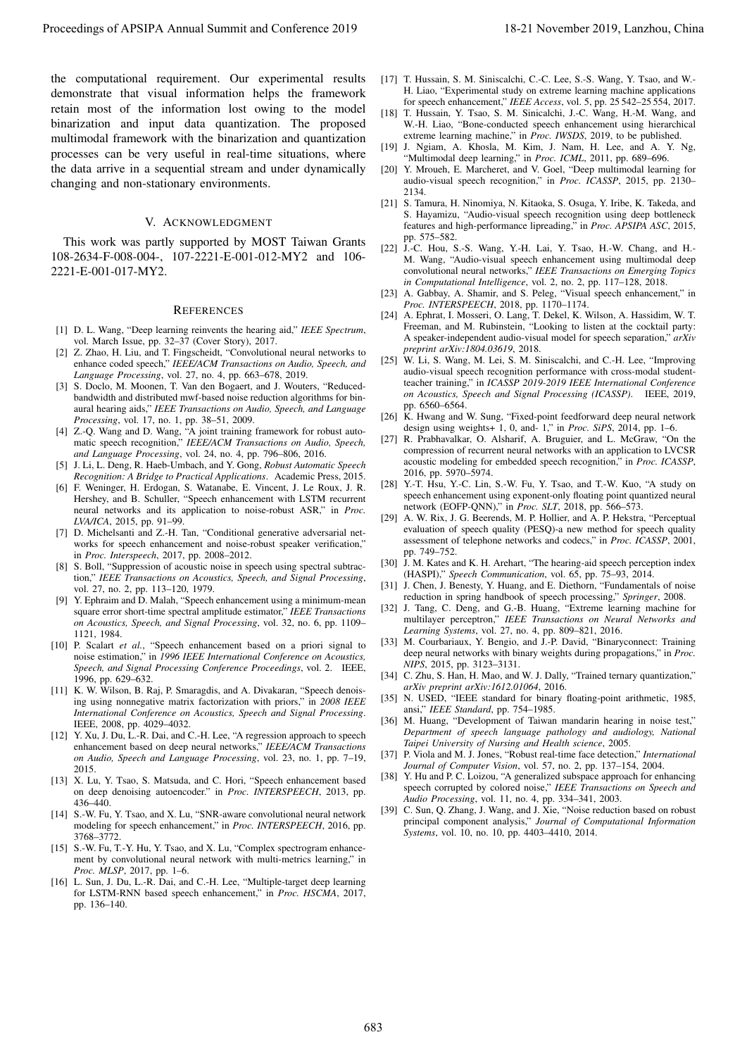the computational requirement. Our experimental results demonstrate that visual information helps the framework retain most of the information lost owing to the model binarization and input data quantization. The proposed multimodal framework with the binarization and quantization processes can be very useful in real-time situations, where the data arrive in a sequential stream and under dynamically changing and non-stationary environments.

## V. Acknowledgment

This work was partly supported by MOST Taiwan Grants 108-2634-F-008-004-, 107-2221-E-001-012-MY2 and 106-2221-E-001-017-MY2.

## References

[1] D. L. Wang, "Deep learning reinvents the hearing aid," *IEEE Spectrum*, vol. March Issue, pp. 32–37 (Cover Story), 2017.

[2] Z. Zhao, H. Liu, and T. Fingscheidt, "Convolutional neural networks to enhance coded speech," *IEEE/ACM Transactions on Audio, Speech, and Language Processing*, vol. 27, no. 4, pp. 663–678, 2019.

[3] S. Doclo, M. Moonen, T. Van den Bogaert, and J. Wouters, "Reduced-bandwidth and distributed mwf-based noise reduction algorithms for binaural hearing aids," *IEEE Transactions on Audio, Speech, and Language Processing*, vol. 17, no. 1, pp. 38–51, 2009.

[4] Z.-Q. Wang and D. Wang, "A joint training framework for robust automatic speech recognition," *IEEE/ACM Transactions on Audio, Speech, and Language Processing*, vol. 24, no. 4, pp. 796–806, 2016.

[5] J. Li, L. Deng, R. Haeb-Umbach, and Y. Gong, *Robust Automatic Speech Recognition: A Bridge to Practical Applications*. Academic Press, 2015.

[6] F. Weninger, H. Erdogan, S. Watanabe, E. Vincent, J. Le Roux, J. R. Hershey, and B. Schuller, "Speech enhancement with LSTM recurrent neural networks and its application to noise-robust ASR," in *Proc. LVA/ICA*, 2015, pp. 91–99.

[7] D. Michelsanti and Z.-H. Tan, "Conditional generative adversarial networks for speech enhancement and noise-robust speaker verification," in *Proc. Interspeech*, 2017, pp. 2008–2012.

[8] S. Boll, "Suppression of acoustic noise in speech using spectral subtraction," *IEEE Transactions on Acoustics, Speech, and Signal Processing*, vol. 27, no. 2, pp. 113–120, 1979.

[9] Y. Ephraim and D. Malah, "Speech enhancement using a minimum-mean square error short-time spectral amplitude estimator," *IEEE Transactions on Acoustics, Speech, and Signal Processing*, vol. 32, no. 6, pp. 1109–1121, 1984.

[10] P. Scalart *et al.*, "Speech enhancement based on a priori signal to noise estimation," in *1996 IEEE International Conference on Acoustics, Speech, and Signal Processing Conference Proceedings*, vol. 2. IEEE, 1996, pp. 629–632.

[11] K. W. Wilson, B. Raj, P. Smaragdis, and A. Divakaran, "Speech denoising using nonnegative matrix factorization with priors," in *2008 IEEE International Conference on Acoustics, Speech and Signal Processing*. IEEE, 2008, pp. 4029–4032.

[12] Y. Xu, J. Du, L.-R. Dai, and C.-H. Lee, "A regression approach to speech enhancement based on deep neural networks," *IEEE/ACM Transactions on Audio, Speech and Language Processing*, vol. 23, no. 1, pp. 7–19, 2015.

[13] X. Lu, Y. Tsao, S. Matsuda, and C. Hori, "Speech enhancement based on deep denoising autoencoder." in *Proc. INTERSPEECH*, 2013, pp. 436–440.

[14] S.-W. Fu, Y. Tsao, and X. Lu, "SNR-aware convolutional neural network modeling for speech enhancement," in *Proc. INTERSPEECH*, 2016, pp. 3768–3772.

[15] S.-W. Fu, T.-Y. Hu, Y. Tsao, and X. Lu, "Complex spectrogram enhancement by convolutional neural network with multi-metrics learning," in *Proc. MLSP*, 2017, pp. 1–6.

[16] L. Sun, J. Du, L.-R. Dai, and C.-H. Lee, "Multiple-target deep learning for LSTM-RNN based speech enhancement," in *Proc. HSCMA*, 2017, pp. 136–140.

[17] T. Hussain, S. M. Siniscalchi, C.-C. Lee, S.-S. Wang, Y. Tsao, and W.-H. Liao, "Experimental study on extreme learning machine applications for speech enhancement," *IEEE Access*, vol. 5, pp. 25 542–25 554, 2017.

[18] T. Hussain, Y. Tsao, S. M. Sinicalchi, J.-C. Wang, H.-M. Wang, and W.-H. Liao, "Bone-conducted speech enhancement using hierarchical extreme learning machine," in *Proc. IWSDS*, 2019, to be published.

[19] J. Ngiam, A. Khosla, M. Kim, J. Nam, H. Lee, and A. Y. Ng, "Multimodal deep learning," in *Proc. ICML*, 2011, pp. 689–696.

[20] Y. Mroueh, E. Marcheret, and V. Goel, "Deep multimodal learning for audio-visual speech recognition," in *Proc. ICASSP*, 2015, pp. 2130–2134.

[21] S. Tamura, H. Ninomiya, N. Kitaoka, S. Osuga, Y. Iribe, K. Takeda, and S. Hayamizu, "Audio-visual speech recognition using deep bottleneck features and high-performance lipreading," in *Proc. APSIPA ASC*, 2015, pp. 575–582.

[22] J.-C. Hou, S.-S. Wang, Y.-H. Lai, Y. Tsao, H.-W. Chang, and H.-M. Wang, "Audio-visual speech enhancement using multimodal deep convolutional neural networks," *IEEE Transactions on Emerging Topics in Computational Intelligence*, vol. 2, no. 2, pp. 117–128, 2018.

[23] A. Gabbay, A. Shamir, and S. Peleg, "Visual speech enhancement," in *Proc. INTERSPEECH*, 2018, pp. 1170–1174.

[24] A. Ephrat, I. Mosseri, O. Lang, T. Dekel, K. Wilson, A. Hassidim, W. T. Freeman, and M. Rubinstein, "Looking to listen at the cocktail party: A speaker-independent audio-visual model for speech separation," *arXiv preprint arXiv:1804.03619*, 2018.

[25] W. Li, S. Wang, M. Lei, S. M. Siniscalchi, and C.-H. Lee, "Improving audio-visual speech recognition performance with cross-modal student-teacher training," in *ICASSP 2019-2019 IEEE International Conference on Acoustics, Speech and Signal Processing (ICASSP)*. IEEE, 2019, pp. 6560–6564.

[26] K. Hwang and W. Sung, "Fixed-point feedforward deep neural network design using weights+ 1, 0, and- 1," in *Proc. SiPS*, 2014, pp. 1–6.

[27] R. Prabhavalkar, O. Alsharif, A. Bruguier, and L. McGraw, "On the compression of recurrent neural networks with an application to LVCSR acoustic modeling for embedded speech recognition," in *Proc. ICASSP*, 2016, pp. 5970–5974.

[28] Y.-T. Hsu, Y.-C. Lin, S.-W. Fu, Y. Tsao, and T.-W. Kuo, "A study on speech enhancement using exponent-only floating point quantized neural network (EOFP-QNN)," in *Proc. SLT*, 2018, pp. 566–573.

[29] A. W. Rix, J. G. Beerends, M. P. Hollier, and A. P. Hekstra, "Perceptual evaluation of speech quality (PESQ)-a new method for speech quality assessment of telephone networks and codecs," in *Proc. ICASSP*, 2001, pp. 749–752.

[30] J. M. Kates and K. H. Arehart, "The hearing-aid speech perception index (HASPI)," *Speech Communication*, vol. 65, pp. 75–93, 2014.

[31] J. Chen, J. Benesty, Y. Huang, and E. Diethorn, "Fundamentals of noise reduction in spring handbook of speech processing," *Springer*, 2008.

[32] J. Tang, C. Deng, and G.-B. Huang, "Extreme learning machine for multilayer perceptron," *IEEE Transactions on Neural Networks and Learning Systems*, vol. 27, no. 4, pp. 809–821, 2016.

[33] M. Courbariaux, Y. Bengio, and J.-P. David, "Binaryconnect: Training deep neural networks with binary weights during propagations," in *Proc. NIPS*, 2015, pp. 3123–3131.

[34] C. Zhu, S. Han, H. Mao, and W. J. Dally, "Trained ternary quantization," *arXiv preprint arXiv:1612.01064*, 2016.

[35] N. USED, "IEEE standard for binary floating-point arithmetic, 1985, ansi," *IEEE Standard*, pp. 754–1985.

[36] M. Huang, "Development of Taiwan mandarin hearing in noise test," *Department of speech language pathology and audiology, National Taipei University of Nursing and Health science*, 2005.

[37] P. Viola and M. J. Jones, "Robust real-time face detection," *International Journal of Computer Vision*, vol. 57, no. 2, pp. 137–154, 2004.

[38] Y. Hu and P. C. Loizou, "A generalized subspace approach for enhancing speech corrupted by colored noise," *IEEE Transactions on Speech and Audio Processing*, vol. 11, no. 4, pp. 334–341, 2003.

[39] C. Sun, Q. Zhang, J. Wang, and J. Xie, "Noise reduction based on robust principal component analysis," *Journal of Computational Information Systems*, vol. 10, no. 10, pp. 4403–4410, 2014.